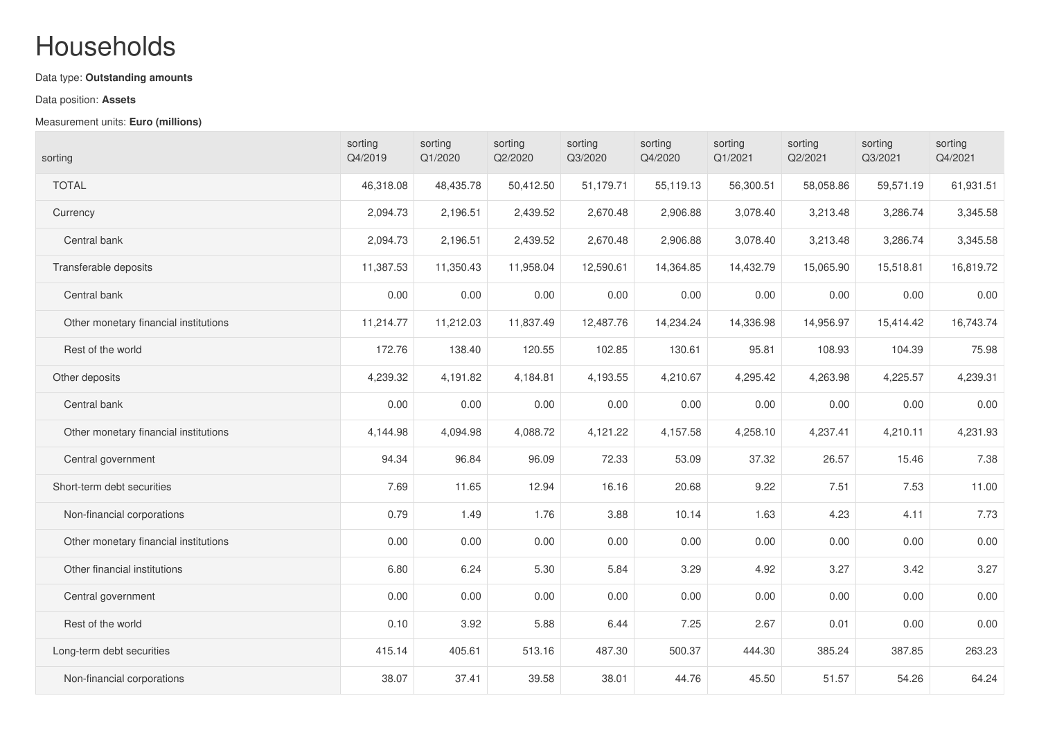# Households

Data type: **Outstanding amounts**

Data position: **Assets**

Measurement units: **Euro (millions)**

| sorting | sorting Q4/2019 | sorting Q1/2020 | sorting Q2/2020 | sorting Q3/2020 | sorting Q4/2020 | sorting Q1/2021 | sorting Q2/2021 | sorting Q3/2021 | sorting Q4/2021 |
|---|---|---|---|---|---|---|---|---|---|
| TOTAL | 46,318.08 | 48,435.78 | 50,412.50 | 51,179.71 | 55,119.13 | 56,300.51 | 58,058.86 | 59,571.19 | 61,931.51 |
| Currency | 2,094.73 | 2,196.51 | 2,439.52 | 2,670.48 | 2,906.88 | 3,078.40 | 3,213.48 | 3,286.74 | 3,345.58 |
| Central bank | 2,094.73 | 2,196.51 | 2,439.52 | 2,670.48 | 2,906.88 | 3,078.40 | 3,213.48 | 3,286.74 | 3,345.58 |
| Transferable deposits | 11,387.53 | 11,350.43 | 11,958.04 | 12,590.61 | 14,364.85 | 14,432.79 | 15,065.90 | 15,518.81 | 16,819.72 |
| Central bank | 0.00 | 0.00 | 0.00 | 0.00 | 0.00 | 0.00 | 0.00 | 0.00 | 0.00 |
| Other monetary financial institutions | 11,214.77 | 11,212.03 | 11,837.49 | 12,487.76 | 14,234.24 | 14,336.98 | 14,956.97 | 15,414.42 | 16,743.74 |
| Rest of the world | 172.76 | 138.40 | 120.55 | 102.85 | 130.61 | 95.81 | 108.93 | 104.39 | 75.98 |
| Other deposits | 4,239.32 | 4,191.82 | 4,184.81 | 4,193.55 | 4,210.67 | 4,295.42 | 4,263.98 | 4,225.57 | 4,239.31 |
| Central bank | 0.00 | 0.00 | 0.00 | 0.00 | 0.00 | 0.00 | 0.00 | 0.00 | 0.00 |
| Other monetary financial institutions | 4,144.98 | 4,094.98 | 4,088.72 | 4,121.22 | 4,157.58 | 4,258.10 | 4,237.41 | 4,210.11 | 4,231.93 |
| Central government | 94.34 | 96.84 | 96.09 | 72.33 | 53.09 | 37.32 | 26.57 | 15.46 | 7.38 |
| Short-term debt securities | 7.69 | 11.65 | 12.94 | 16.16 | 20.68 | 9.22 | 7.51 | 7.53 | 11.00 |
| Non-financial corporations | 0.79 | 1.49 | 1.76 | 3.88 | 10.14 | 1.63 | 4.23 | 4.11 | 7.73 |
| Other monetary financial institutions | 0.00 | 0.00 | 0.00 | 0.00 | 0.00 | 0.00 | 0.00 | 0.00 | 0.00 |
| Other financial institutions | 6.80 | 6.24 | 5.30 | 5.84 | 3.29 | 4.92 | 3.27 | 3.42 | 3.27 |
| Central government | 0.00 | 0.00 | 0.00 | 0.00 | 0.00 | 0.00 | 0.00 | 0.00 | 0.00 |
| Rest of the world | 0.10 | 3.92 | 5.88 | 6.44 | 7.25 | 2.67 | 0.01 | 0.00 | 0.00 |
| Long-term debt securities | 415.14 | 405.61 | 513.16 | 487.30 | 500.37 | 444.30 | 385.24 | 387.85 | 263.23 |
| Non-financial corporations | 38.07 | 37.41 | 39.58 | 38.01 | 44.76 | 45.50 | 51.57 | 54.26 | 64.24 |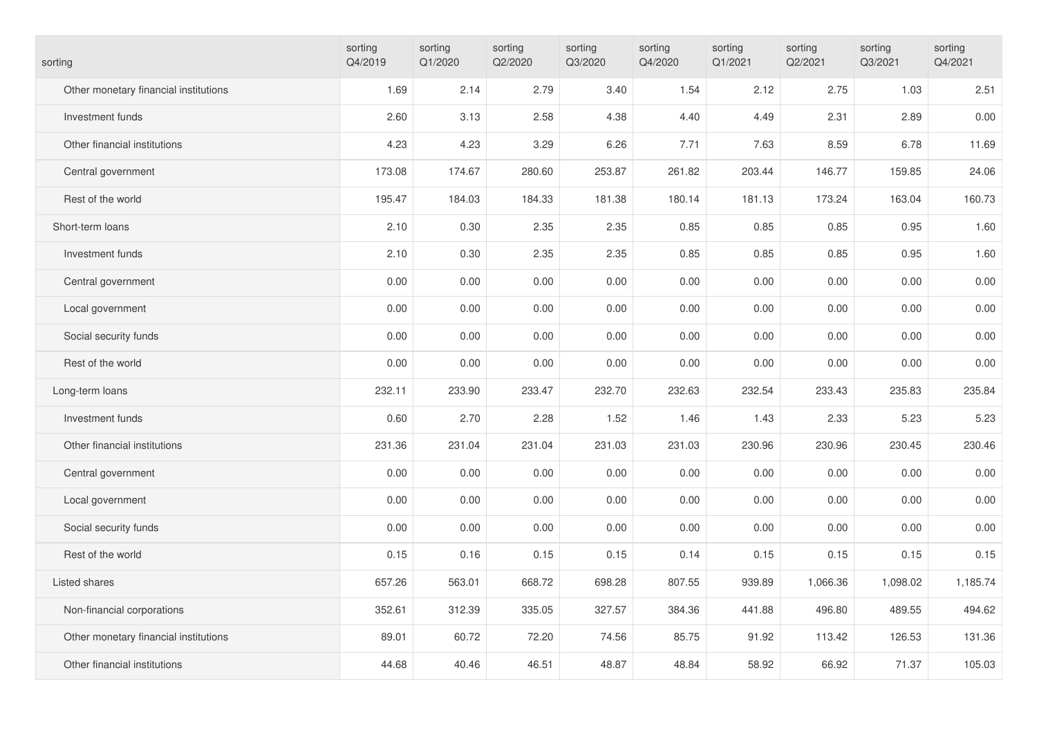| sorting | sorting Q4/2019 | sorting Q1/2020 | sorting Q2/2020 | sorting Q3/2020 | sorting Q4/2020 | sorting Q1/2021 | sorting Q2/2021 | sorting Q3/2021 | sorting Q4/2021 |
|---|---|---|---|---|---|---|---|---|---|
| Other monetary financial institutions | 1.69 | 2.14 | 2.79 | 3.40 | 1.54 | 2.12 | 2.75 | 1.03 | 2.51 |
| Investment funds | 2.60 | 3.13 | 2.58 | 4.38 | 4.40 | 4.49 | 2.31 | 2.89 | 0.00 |
| Other financial institutions | 4.23 | 4.23 | 3.29 | 6.26 | 7.71 | 7.63 | 8.59 | 6.78 | 11.69 |
| Central government | 173.08 | 174.67 | 280.60 | 253.87 | 261.82 | 203.44 | 146.77 | 159.85 | 24.06 |
| Rest of the world | 195.47 | 184.03 | 184.33 | 181.38 | 180.14 | 181.13 | 173.24 | 163.04 | 160.73 |
| Short-term loans | 2.10 | 0.30 | 2.35 | 2.35 | 0.85 | 0.85 | 0.85 | 0.95 | 1.60 |
| Investment funds | 2.10 | 0.30 | 2.35 | 2.35 | 0.85 | 0.85 | 0.85 | 0.95 | 1.60 |
| Central government | 0.00 | 0.00 | 0.00 | 0.00 | 0.00 | 0.00 | 0.00 | 0.00 | 0.00 |
| Local government | 0.00 | 0.00 | 0.00 | 0.00 | 0.00 | 0.00 | 0.00 | 0.00 | 0.00 |
| Social security funds | 0.00 | 0.00 | 0.00 | 0.00 | 0.00 | 0.00 | 0.00 | 0.00 | 0.00 |
| Rest of the world | 0.00 | 0.00 | 0.00 | 0.00 | 0.00 | 0.00 | 0.00 | 0.00 | 0.00 |
| Long-term loans | 232.11 | 233.90 | 233.47 | 232.70 | 232.63 | 232.54 | 233.43 | 235.83 | 235.84 |
| Investment funds | 0.60 | 2.70 | 2.28 | 1.52 | 1.46 | 1.43 | 2.33 | 5.23 | 5.23 |
| Other financial institutions | 231.36 | 231.04 | 231.04 | 231.03 | 231.03 | 230.96 | 230.96 | 230.45 | 230.46 |
| Central government | 0.00 | 0.00 | 0.00 | 0.00 | 0.00 | 0.00 | 0.00 | 0.00 | 0.00 |
| Local government | 0.00 | 0.00 | 0.00 | 0.00 | 0.00 | 0.00 | 0.00 | 0.00 | 0.00 |
| Social security funds | 0.00 | 0.00 | 0.00 | 0.00 | 0.00 | 0.00 | 0.00 | 0.00 | 0.00 |
| Rest of the world | 0.15 | 0.16 | 0.15 | 0.15 | 0.14 | 0.15 | 0.15 | 0.15 | 0.15 |
| Listed shares | 657.26 | 563.01 | 668.72 | 698.28 | 807.55 | 939.89 | 1,066.36 | 1,098.02 | 1,185.74 |
| Non-financial corporations | 352.61 | 312.39 | 335.05 | 327.57 | 384.36 | 441.88 | 496.80 | 489.55 | 494.62 |
| Other monetary financial institutions | 89.01 | 60.72 | 72.20 | 74.56 | 85.75 | 91.92 | 113.42 | 126.53 | 131.36 |
| Other financial institutions | 44.68 | 40.46 | 46.51 | 48.87 | 48.84 | 58.92 | 66.92 | 71.37 | 105.03 |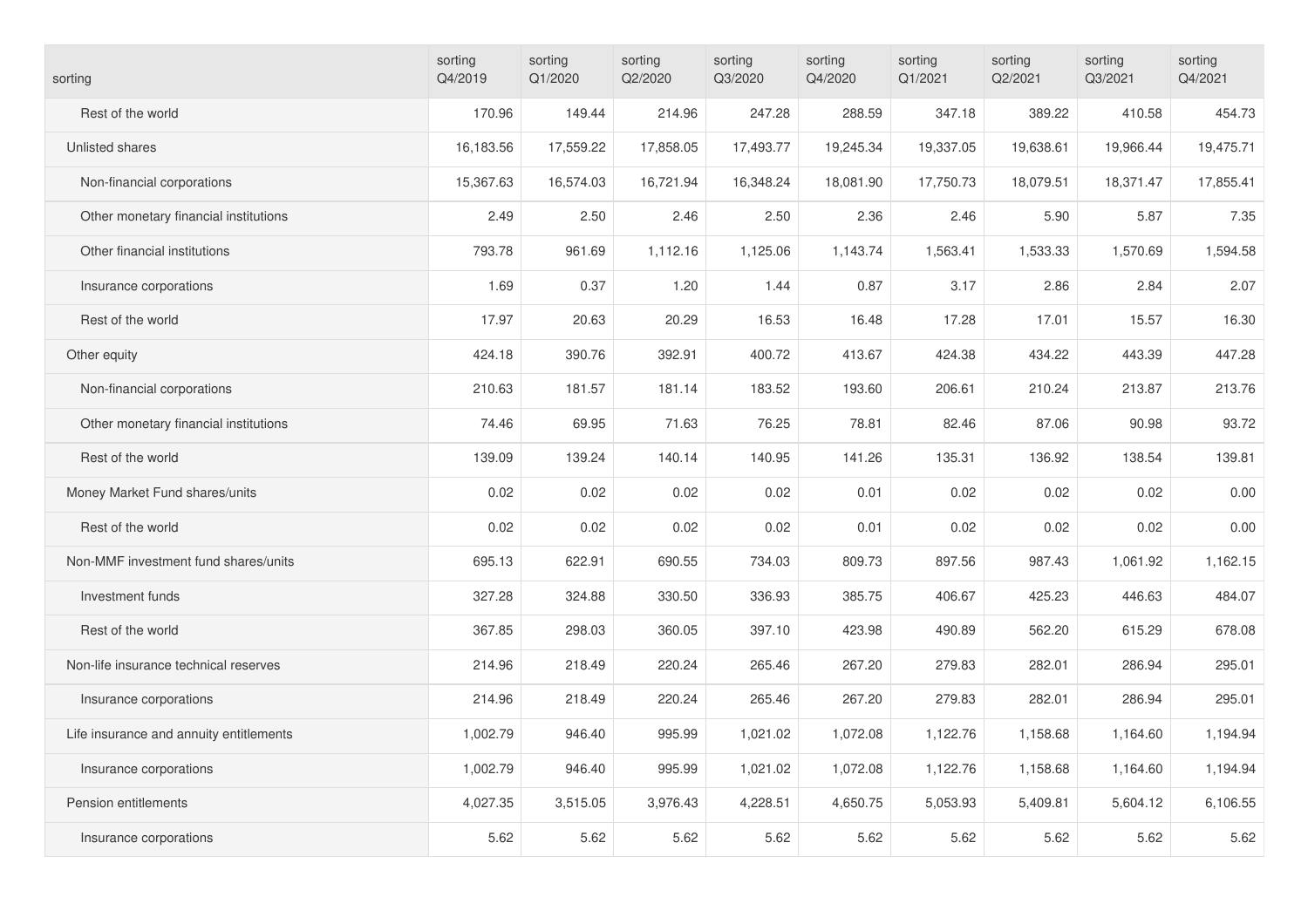| sorting | sorting Q4/2019 | sorting Q1/2020 | sorting Q2/2020 | sorting Q3/2020 | sorting Q4/2020 | sorting Q1/2021 | sorting Q2/2021 | sorting Q3/2021 | sorting Q4/2021 |
|---|---|---|---|---|---|---|---|---|---|
| Rest of the world | 170.96 | 149.44 | 214.96 | 247.28 | 288.59 | 347.18 | 389.22 | 410.58 | 454.73 |
| Unlisted shares | 16,183.56 | 17,559.22 | 17,858.05 | 17,493.77 | 19,245.34 | 19,337.05 | 19,638.61 | 19,966.44 | 19,475.71 |
| Non-financial corporations | 15,367.63 | 16,574.03 | 16,721.94 | 16,348.24 | 18,081.90 | 17,750.73 | 18,079.51 | 18,371.47 | 17,855.41 |
| Other monetary financial institutions | 2.49 | 2.50 | 2.46 | 2.50 | 2.36 | 2.46 | 5.90 | 5.87 | 7.35 |
| Other financial institutions | 793.78 | 961.69 | 1,112.16 | 1,125.06 | 1,143.74 | 1,563.41 | 1,533.33 | 1,570.69 | 1,594.58 |
| Insurance corporations | 1.69 | 0.37 | 1.20 | 1.44 | 0.87 | 3.17 | 2.86 | 2.84 | 2.07 |
| Rest of the world | 17.97 | 20.63 | 20.29 | 16.53 | 16.48 | 17.28 | 17.01 | 15.57 | 16.30 |
| Other equity | 424.18 | 390.76 | 392.91 | 400.72 | 413.67 | 424.38 | 434.22 | 443.39 | 447.28 |
| Non-financial corporations | 210.63 | 181.57 | 181.14 | 183.52 | 193.60 | 206.61 | 210.24 | 213.87 | 213.76 |
| Other monetary financial institutions | 74.46 | 69.95 | 71.63 | 76.25 | 78.81 | 82.46 | 87.06 | 90.98 | 93.72 |
| Rest of the world | 139.09 | 139.24 | 140.14 | 140.95 | 141.26 | 135.31 | 136.92 | 138.54 | 139.81 |
| Money Market Fund shares/units | 0.02 | 0.02 | 0.02 | 0.02 | 0.01 | 0.02 | 0.02 | 0.02 | 0.00 |
| Rest of the world | 0.02 | 0.02 | 0.02 | 0.02 | 0.01 | 0.02 | 0.02 | 0.02 | 0.00 |
| Non-MMF investment fund shares/units | 695.13 | 622.91 | 690.55 | 734.03 | 809.73 | 897.56 | 987.43 | 1,061.92 | 1,162.15 |
| Investment funds | 327.28 | 324.88 | 330.50 | 336.93 | 385.75 | 406.67 | 425.23 | 446.63 | 484.07 |
| Rest of the world | 367.85 | 298.03 | 360.05 | 397.10 | 423.98 | 490.89 | 562.20 | 615.29 | 678.08 |
| Non-life insurance technical reserves | 214.96 | 218.49 | 220.24 | 265.46 | 267.20 | 279.83 | 282.01 | 286.94 | 295.01 |
| Insurance corporations | 214.96 | 218.49 | 220.24 | 265.46 | 267.20 | 279.83 | 282.01 | 286.94 | 295.01 |
| Life insurance and annuity entitlements | 1,002.79 | 946.40 | 995.99 | 1,021.02 | 1,072.08 | 1,122.76 | 1,158.68 | 1,164.60 | 1,194.94 |
| Insurance corporations | 1,002.79 | 946.40 | 995.99 | 1,021.02 | 1,072.08 | 1,122.76 | 1,158.68 | 1,164.60 | 1,194.94 |
| Pension entitlements | 4,027.35 | 3,515.05 | 3,976.43 | 4,228.51 | 4,650.75 | 5,053.93 | 5,409.81 | 5,604.12 | 6,106.55 |
| Insurance corporations | 5.62 | 5.62 | 5.62 | 5.62 | 5.62 | 5.62 | 5.62 | 5.62 | 5.62 |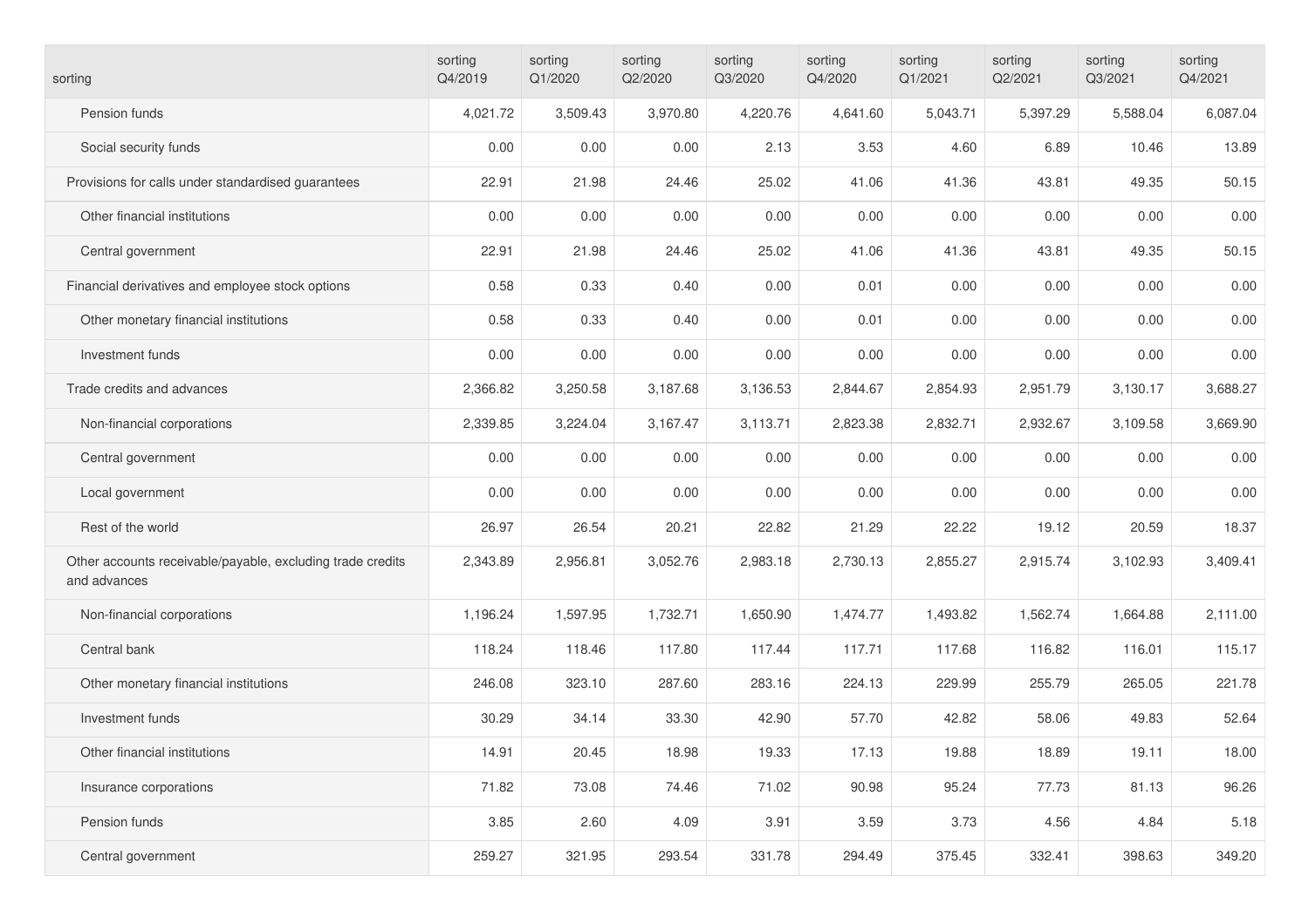| sorting | sorting Q4/2019 | sorting Q1/2020 | sorting Q2/2020 | sorting Q3/2020 | sorting Q4/2020 | sorting Q1/2021 | sorting Q2/2021 | sorting Q3/2021 | sorting Q4/2021 |
|---|---|---|---|---|---|---|---|---|---|
| Pension funds | 4,021.72 | 3,509.43 | 3,970.80 | 4,220.76 | 4,641.60 | 5,043.71 | 5,397.29 | 5,588.04 | 6,087.04 |
| Social security funds | 0.00 | 0.00 | 0.00 | 2.13 | 3.53 | 4.60 | 6.89 | 10.46 | 13.89 |
| Provisions for calls under standardised guarantees | 22.91 | 21.98 | 24.46 | 25.02 | 41.06 | 41.36 | 43.81 | 49.35 | 50.15 |
| Other financial institutions | 0.00 | 0.00 | 0.00 | 0.00 | 0.00 | 0.00 | 0.00 | 0.00 | 0.00 |
| Central government | 22.91 | 21.98 | 24.46 | 25.02 | 41.06 | 41.36 | 43.81 | 49.35 | 50.15 |
| Financial derivatives and employee stock options | 0.58 | 0.33 | 0.40 | 0.00 | 0.01 | 0.00 | 0.00 | 0.00 | 0.00 |
| Other monetary financial institutions | 0.58 | 0.33 | 0.40 | 0.00 | 0.01 | 0.00 | 0.00 | 0.00 | 0.00 |
| Investment funds | 0.00 | 0.00 | 0.00 | 0.00 | 0.00 | 0.00 | 0.00 | 0.00 | 0.00 |
| Trade credits and advances | 2,366.82 | 3,250.58 | 3,187.68 | 3,136.53 | 2,844.67 | 2,854.93 | 2,951.79 | 3,130.17 | 3,688.27 |
| Non-financial corporations | 2,339.85 | 3,224.04 | 3,167.47 | 3,113.71 | 2,823.38 | 2,832.71 | 2,932.67 | 3,109.58 | 3,669.90 |
| Central government | 0.00 | 0.00 | 0.00 | 0.00 | 0.00 | 0.00 | 0.00 | 0.00 | 0.00 |
| Local government | 0.00 | 0.00 | 0.00 | 0.00 | 0.00 | 0.00 | 0.00 | 0.00 | 0.00 |
| Rest of the world | 26.97 | 26.54 | 20.21 | 22.82 | 21.29 | 22.22 | 19.12 | 20.59 | 18.37 |
| Other accounts receivable/payable, excluding trade credits and advances | 2,343.89 | 2,956.81 | 3,052.76 | 2,983.18 | 2,730.13 | 2,855.27 | 2,915.74 | 3,102.93 | 3,409.41 |
| Non-financial corporations | 1,196.24 | 1,597.95 | 1,732.71 | 1,650.90 | 1,474.77 | 1,493.82 | 1,562.74 | 1,664.88 | 2,111.00 |
| Central bank | 118.24 | 118.46 | 117.80 | 117.44 | 117.71 | 117.68 | 116.82 | 116.01 | 115.17 |
| Other monetary financial institutions | 246.08 | 323.10 | 287.60 | 283.16 | 224.13 | 229.99 | 255.79 | 265.05 | 221.78 |
| Investment funds | 30.29 | 34.14 | 33.30 | 42.90 | 57.70 | 42.82 | 58.06 | 49.83 | 52.64 |
| Other financial institutions | 14.91 | 20.45 | 18.98 | 19.33 | 17.13 | 19.88 | 18.89 | 19.11 | 18.00 |
| Insurance corporations | 71.82 | 73.08 | 74.46 | 71.02 | 90.98 | 95.24 | 77.73 | 81.13 | 96.26 |
| Pension funds | 3.85 | 2.60 | 4.09 | 3.91 | 3.59 | 3.73 | 4.56 | 4.84 | 5.18 |
| Central government | 259.27 | 321.95 | 293.54 | 331.78 | 294.49 | 375.45 | 332.41 | 398.63 | 349.20 |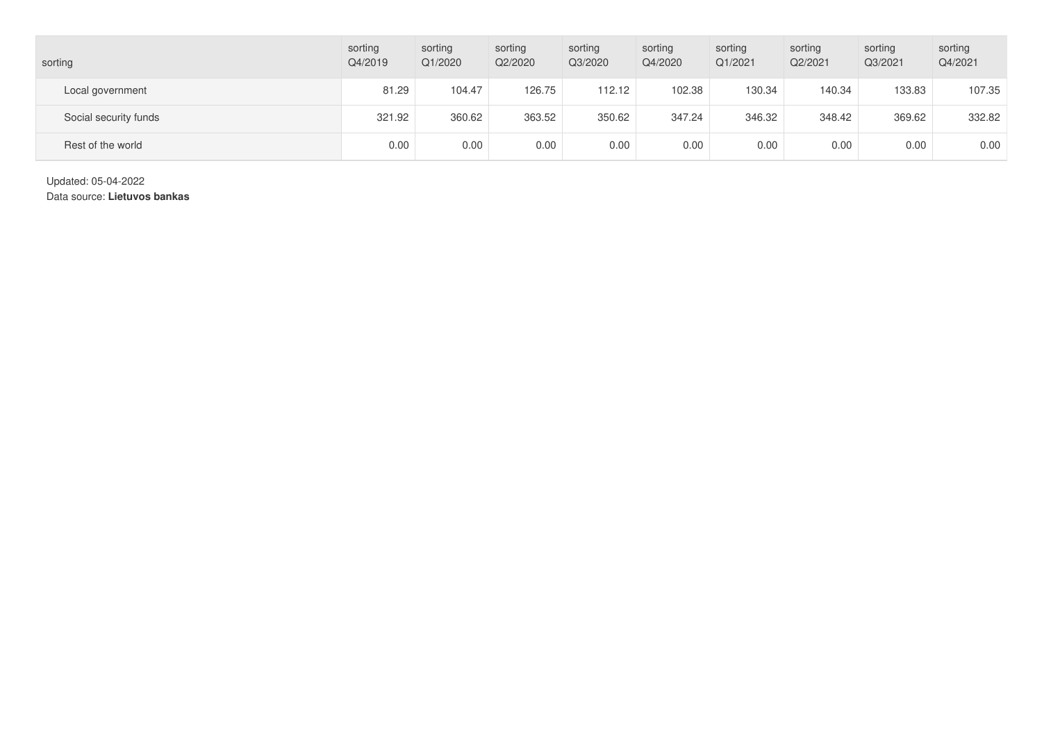| sorting | sorting Q4/2019 | sorting Q1/2020 | sorting Q2/2020 | sorting Q3/2020 | sorting Q4/2020 | sorting Q1/2021 | sorting Q2/2021 | sorting Q3/2021 | sorting Q4/2021 |
|---|---|---|---|---|---|---|---|---|---|
| Local government | 81.29 | 104.47 | 126.75 | 112.12 | 102.38 | 130.34 | 140.34 | 133.83 | 107.35 |
| Social security funds | 321.92 | 360.62 | 363.52 | 350.62 | 347.24 | 346.32 | 348.42 | 369.62 | 332.82 |
| Rest of the world | 0.00 | 0.00 | 0.00 | 0.00 | 0.00 | 0.00 | 0.00 | 0.00 | 0.00 |

Updated: 05-04-2022
Data source: **Lietuvos bankas**